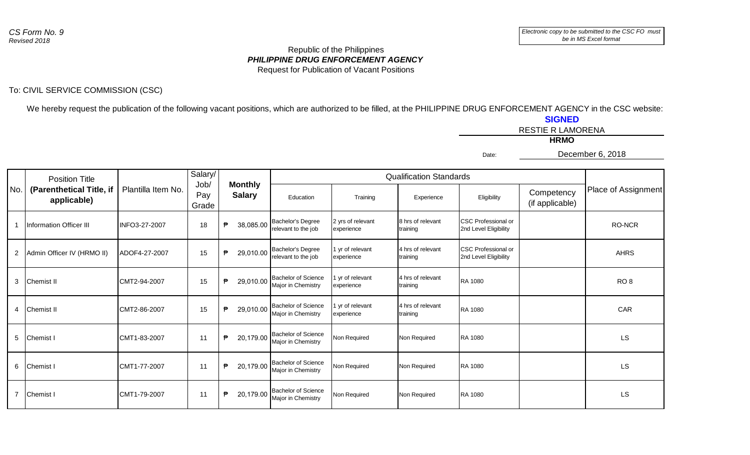*CS Form No. 9*
*Revised 2018*

*Electronic copy to be submitted to the CSC FO must be in MS Excel format*

Republic of the Philippines
***PHILIPPINE DRUG ENFORCEMENT AGENCY***
Request for Publication of Vacant Positions

To: CIVIL SERVICE COMMISSION (CSC)

We hereby request the publication of the following vacant positions, which are authorized to be filled, at the PHILIPPINE DRUG ENFORCEMENT AGENCY in the CSC website:

**SIGNED**
RESTIE R LAMORENA
**HRMO**

Date: December 6, 2018

| No. | Position Title (Parenthetical Title, if applicable) | Plantilla Item No. | Salary/ Job/ Pay Grade | Monthly Salary | Qualification Standards | | | | | Place of Assignment |
|---|---|---|---|---|---|---|---|---|---|---|
| | | | | | Education | Training | Experience | Eligibility | Competency (if applicable) | |
| 1 | Information Officer III | INFO3-27-2007 | 18 | ₱ 38,085.00 | Bachelor's Degree relevant to the job | 2 yrs of relevant experience | 8 hrs of relevant training | CSC Professional or 2nd Level Eligibility | | RO-NCR |
| 2 | Admin Officer IV (HRMO II) | ADOF4-27-2007 | 15 | ₱ 29,010.00 | Bachelor's Degree relevant to the job | 1 yr of relevant experience | 4 hrs of relevant training | CSC Professional or 2nd Level Eligibility | | AHRS |
| 3 | Chemist II | CMT2-94-2007 | 15 | ₱ 29,010.00 | Bachelor of Science Major in Chemistry | 1 yr of relevant experience | 4 hrs of relevant training | RA 1080 | | RO 8 |
| 4 | Chemist II | CMT2-86-2007 | 15 | ₱ 29,010.00 | Bachelor of Science Major in Chemistry | 1 yr of relevant experience | 4 hrs of relevant training | RA 1080 | | CAR |
| 5 | Chemist I | CMT1-83-2007 | 11 | ₱ 20,179.00 | Bachelor of Science Major in Chemistry | Non Required | Non Required | RA 1080 | | LS |
| 6 | Chemist I | CMT1-77-2007 | 11 | ₱ 20,179.00 | Bachelor of Science Major in Chemistry | Non Required | Non Required | RA 1080 | | LS |
| 7 | Chemist I | CMT1-79-2007 | 11 | ₱ 20,179.00 | Bachelor of Science Major in Chemistry | Non Required | Non Required | RA 1080 | | LS |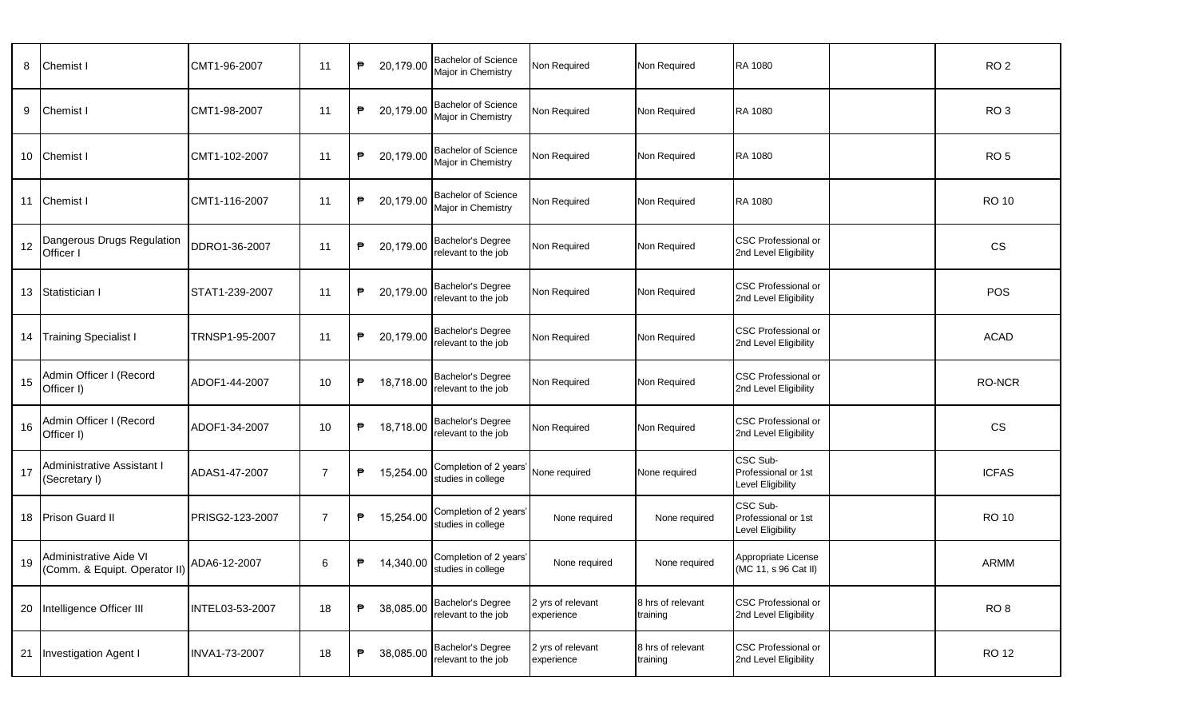| 8 | Chemist I | CMT1-96-2007 | 11 | ₱ 20,179.00 | Bachelor of Science Major in Chemistry | Non Required | Non Required | RA 1080 | | RO 2 |
|---|---|---|---|---|---|---|---|---|---|---|
| 9 | Chemist I | CMT1-98-2007 | 11 | ₱ 20,179.00 | Bachelor of Science Major in Chemistry | Non Required | Non Required | RA 1080 | | RO 3 |
| 10 | Chemist I | CMT1-102-2007 | 11 | ₱ 20,179.00 | Bachelor of Science Major in Chemistry | Non Required | Non Required | RA 1080 | | RO 5 |
| 11 | Chemist I | CMT1-116-2007 | 11 | ₱ 20,179.00 | Bachelor of Science Major in Chemistry | Non Required | Non Required | RA 1080 | | RO 10 |
| 12 | Dangerous Drugs Regulation Officer I | DDRO1-36-2007 | 11 | ₱ 20,179.00 | Bachelor's Degree relevant to the job | Non Required | Non Required | CSC Professional or 2nd Level Eligibility | | CS |
| 13 | Statistician I | STAT1-239-2007 | 11 | ₱ 20,179.00 | Bachelor's Degree relevant to the job | Non Required | Non Required | CSC Professional or 2nd Level Eligibility | | POS |
| 14 | Training Specialist I | TRNSP1-95-2007 | 11 | ₱ 20,179.00 | Bachelor's Degree relevant to the job | Non Required | Non Required | CSC Professional or 2nd Level Eligibility | | ACAD |
| 15 | Admin Officer I (Record Officer I) | ADOF1-44-2007 | 10 | ₱ 18,718.00 | Bachelor's Degree relevant to the job | Non Required | Non Required | CSC Professional or 2nd Level Eligibility | | RO-NCR |
| 16 | Admin Officer I (Record Officer I) | ADOF1-34-2007 | 10 | ₱ 18,718.00 | Bachelor's Degree relevant to the job | Non Required | Non Required | CSC Professional or 2nd Level Eligibility | | CS |
| 17 | Administrative Assistant I (Secretary I) | ADAS1-47-2007 | 7 | ₱ 15,254.00 | Completion of 2 years' studies in college | None required | None required | CSC Sub-Professional or 1st Level Eligibility | | ICFAS |
| 18 | Prison Guard II | PRISG2-123-2007 | 7 | ₱ 15,254.00 | Completion of 2 years' studies in college | None required | None required | CSC Sub-Professional or 1st Level Eligibility | | RO 10 |
| 19 | Administrative Aide VI (Comm. & Equipt. Operator II) | ADA6-12-2007 | 6 | ₱ 14,340.00 | Completion of 2 years' studies in college | None required | None required | Appropriate License (MC 11, s 96 Cat II) | | ARMM |
| 20 | Intelligence Officer III | INTELO3-53-2007 | 18 | ₱ 38,085.00 | Bachelor's Degree relevant to the job | 2 yrs of relevant experience | 8 hrs of relevant training | CSC Professional or 2nd Level Eligibility | | RO 8 |
| 21 | Investigation Agent I | INVA1-73-2007 | 18 | ₱ 38,085.00 | Bachelor's Degree relevant to the job | 2 yrs of relevant experience | 8 hrs of relevant training | CSC Professional or 2nd Level Eligibility | | RO 12 |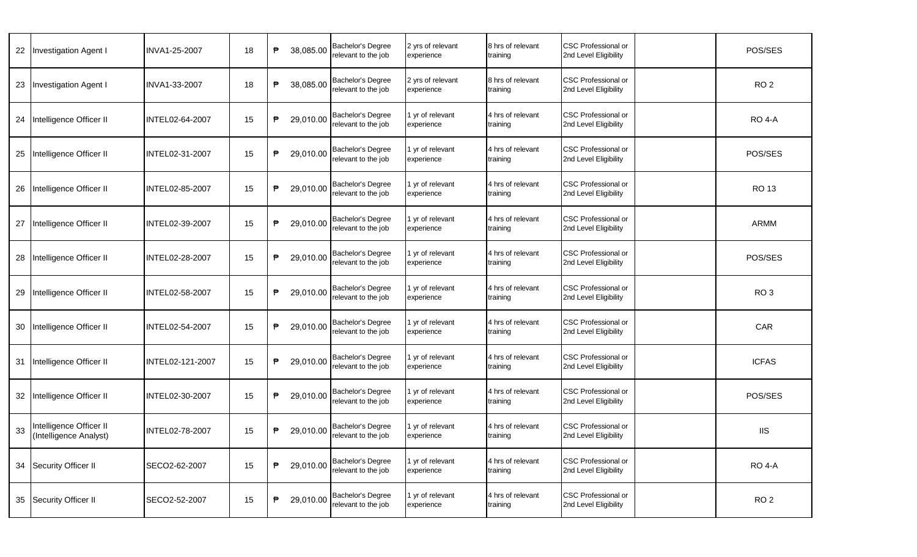| | | | | | | | | | | |
|---|---|---|---|---|---|---|---|---|---|---|
| 22 | Investigation Agent I | INVA1-25-2007 | 18 | ₱ 38,085.00 | Bachelor's Degree relevant to the job | 2 yrs of relevant experience | 8 hrs of relevant training | CSC Professional or 2nd Level Eligibility | | POS/SES |
| 23 | Investigation Agent I | INVA1-33-2007 | 18 | ₱ 38,085.00 | Bachelor's Degree relevant to the job | 2 yrs of relevant experience | 8 hrs of relevant training | CSC Professional or 2nd Level Eligibility | | RO 2 |
| 24 | Intelligence Officer II | INTEL02-64-2007 | 15 | ₱ 29,010.00 | Bachelor's Degree relevant to the job | 1 yr of relevant experience | 4 hrs of relevant training | CSC Professional or 2nd Level Eligibility | | RO 4-A |
| 25 | Intelligence Officer II | INTEL02-31-2007 | 15 | ₱ 29,010.00 | Bachelor's Degree relevant to the job | 1 yr of relevant experience | 4 hrs of relevant training | CSC Professional or 2nd Level Eligibility | | POS/SES |
| 26 | Intelligence Officer II | INTEL02-85-2007 | 15 | ₱ 29,010.00 | Bachelor's Degree relevant to the job | 1 yr of relevant experience | 4 hrs of relevant training | CSC Professional or 2nd Level Eligibility | | RO 13 |
| 27 | Intelligence Officer II | INTEL02-39-2007 | 15 | ₱ 29,010.00 | Bachelor's Degree relevant to the job | 1 yr of relevant experience | 4 hrs of relevant training | CSC Professional or 2nd Level Eligibility | | ARMM |
| 28 | Intelligence Officer II | INTEL02-28-2007 | 15 | ₱ 29,010.00 | Bachelor's Degree relevant to the job | 1 yr of relevant experience | 4 hrs of relevant training | CSC Professional or 2nd Level Eligibility | | POS/SES |
| 29 | Intelligence Officer II | INTEL02-58-2007 | 15 | ₱ 29,010.00 | Bachelor's Degree relevant to the job | 1 yr of relevant experience | 4 hrs of relevant training | CSC Professional or 2nd Level Eligibility | | RO 3 |
| 30 | Intelligence Officer II | INTEL02-54-2007 | 15 | ₱ 29,010.00 | Bachelor's Degree relevant to the job | 1 yr of relevant experience | 4 hrs of relevant training | CSC Professional or 2nd Level Eligibility | | CAR |
| 31 | Intelligence Officer II | INTEL02-121-2007 | 15 | ₱ 29,010.00 | Bachelor's Degree relevant to the job | 1 yr of relevant experience | 4 hrs of relevant training | CSC Professional or 2nd Level Eligibility | | ICFAS |
| 32 | Intelligence Officer II | INTEL02-30-2007 | 15 | ₱ 29,010.00 | Bachelor's Degree relevant to the job | 1 yr of relevant experience | 4 hrs of relevant training | CSC Professional or 2nd Level Eligibility | | POS/SES |
| 33 | Intelligence Officer II (Intelligence Analyst) | INTEL02-78-2007 | 15 | ₱ 29,010.00 | Bachelor's Degree relevant to the job | 1 yr of relevant experience | 4 hrs of relevant training | CSC Professional or 2nd Level Eligibility | | IIS |
| 34 | Security Officer II | SECO2-62-2007 | 15 | ₱ 29,010.00 | Bachelor's Degree relevant to the job | 1 yr of relevant experience | 4 hrs of relevant training | CSC Professional or 2nd Level Eligibility | | RO 4-A |
| 35 | Security Officer II | SECO2-52-2007 | 15 | ₱ 29,010.00 | Bachelor's Degree relevant to the job | 1 yr of relevant experience | 4 hrs of relevant training | CSC Professional or 2nd Level Eligibility | | RO 2 |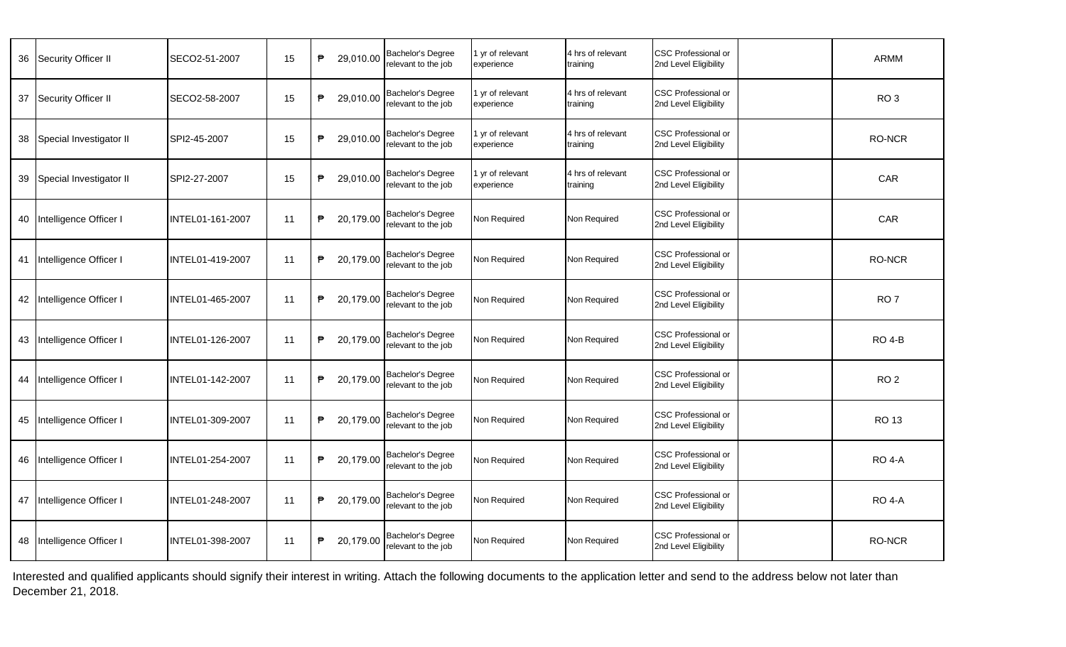| 36 | Security Officer II | SECO2-51-2007 | 15 | ₱ 29,010.00 | Bachelor's Degree relevant to the job | 1 yr of relevant experience | 4 hrs of relevant training | CSC Professional or 2nd Level Eligibility | | ARMM |
|---|---|---|---|---|---|---|---|---|---|---|
| 37 | Security Officer II | SECO2-58-2007 | 15 | ₱ 29,010.00 | Bachelor's Degree relevant to the job | 1 yr of relevant experience | 4 hrs of relevant training | CSC Professional or 2nd Level Eligibility | | RO 3 |
| 38 | Special Investigator II | SPI2-45-2007 | 15 | ₱ 29,010.00 | Bachelor's Degree relevant to the job | 1 yr of relevant experience | 4 hrs of relevant training | CSC Professional or 2nd Level Eligibility | | RO-NCR |
| 39 | Special Investigator II | SPI2-27-2007 | 15 | ₱ 29,010.00 | Bachelor's Degree relevant to the job | 1 yr of relevant experience | 4 hrs of relevant training | CSC Professional or 2nd Level Eligibility | | CAR |
| 40 | Intelligence Officer I | INTEL01-161-2007 | 11 | ₱ 20,179.00 | Bachelor's Degree relevant to the job | Non Required | Non Required | CSC Professional or 2nd Level Eligibility | | CAR |
| 41 | Intelligence Officer I | INTEL01-419-2007 | 11 | ₱ 20,179.00 | Bachelor's Degree relevant to the job | Non Required | Non Required | CSC Professional or 2nd Level Eligibility | | RO-NCR |
| 42 | Intelligence Officer I | INTEL01-465-2007 | 11 | ₱ 20,179.00 | Bachelor's Degree relevant to the job | Non Required | Non Required | CSC Professional or 2nd Level Eligibility | | RO 7 |
| 43 | Intelligence Officer I | INTEL01-126-2007 | 11 | ₱ 20,179.00 | Bachelor's Degree relevant to the job | Non Required | Non Required | CSC Professional or 2nd Level Eligibility | | RO 4-B |
| 44 | Intelligence Officer I | INTEL01-142-2007 | 11 | ₱ 20,179.00 | Bachelor's Degree relevant to the job | Non Required | Non Required | CSC Professional or 2nd Level Eligibility | | RO 2 |
| 45 | Intelligence Officer I | INTEL01-309-2007 | 11 | ₱ 20,179.00 | Bachelor's Degree relevant to the job | Non Required | Non Required | CSC Professional or 2nd Level Eligibility | | RO 13 |
| 46 | Intelligence Officer I | INTEL01-254-2007 | 11 | ₱ 20,179.00 | Bachelor's Degree relevant to the job | Non Required | Non Required | CSC Professional or 2nd Level Eligibility | | RO 4-A |
| 47 | Intelligence Officer I | INTEL01-248-2007 | 11 | ₱ 20,179.00 | Bachelor's Degree relevant to the job | Non Required | Non Required | CSC Professional or 2nd Level Eligibility | | RO 4-A |
| 48 | Intelligence Officer I | INTEL01-398-2007 | 11 | ₱ 20,179.00 | Bachelor's Degree relevant to the job | Non Required | Non Required | CSC Professional or 2nd Level Eligibility | | RO-NCR |

Interested and qualified applicants should signify their interest in writing. Attach the following documents to the application letter and send to the address below not later than December 21, 2018.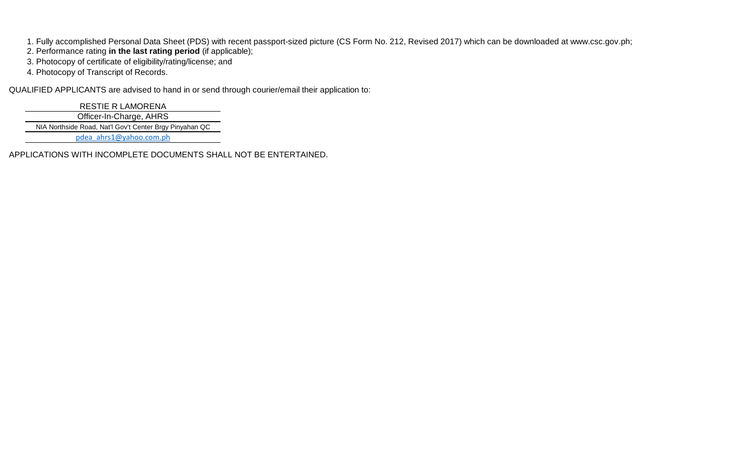1. Fully accomplished Personal Data Sheet (PDS) with recent passport-sized picture (CS Form No. 212, Revised 2017) which can be downloaded at www.csc.gov.ph;
2. Performance rating **in the last rating period** (if applicable);
3. Photocopy of certificate of eligibility/rating/license; and
4. Photocopy of Transcript of Records.

QUALIFIED APPLICANTS are advised to hand in or send through courier/email their application to:

RESTIE R LAMORENA
Officer-In-Charge, AHRS
NIA Northside Road, Nat'l Gov't Center Brgy Pinyahan QC
pdea_ahrs1@yahoo.com.ph

APPLICATIONS WITH INCOMPLETE DOCUMENTS SHALL NOT BE ENTERTAINED.